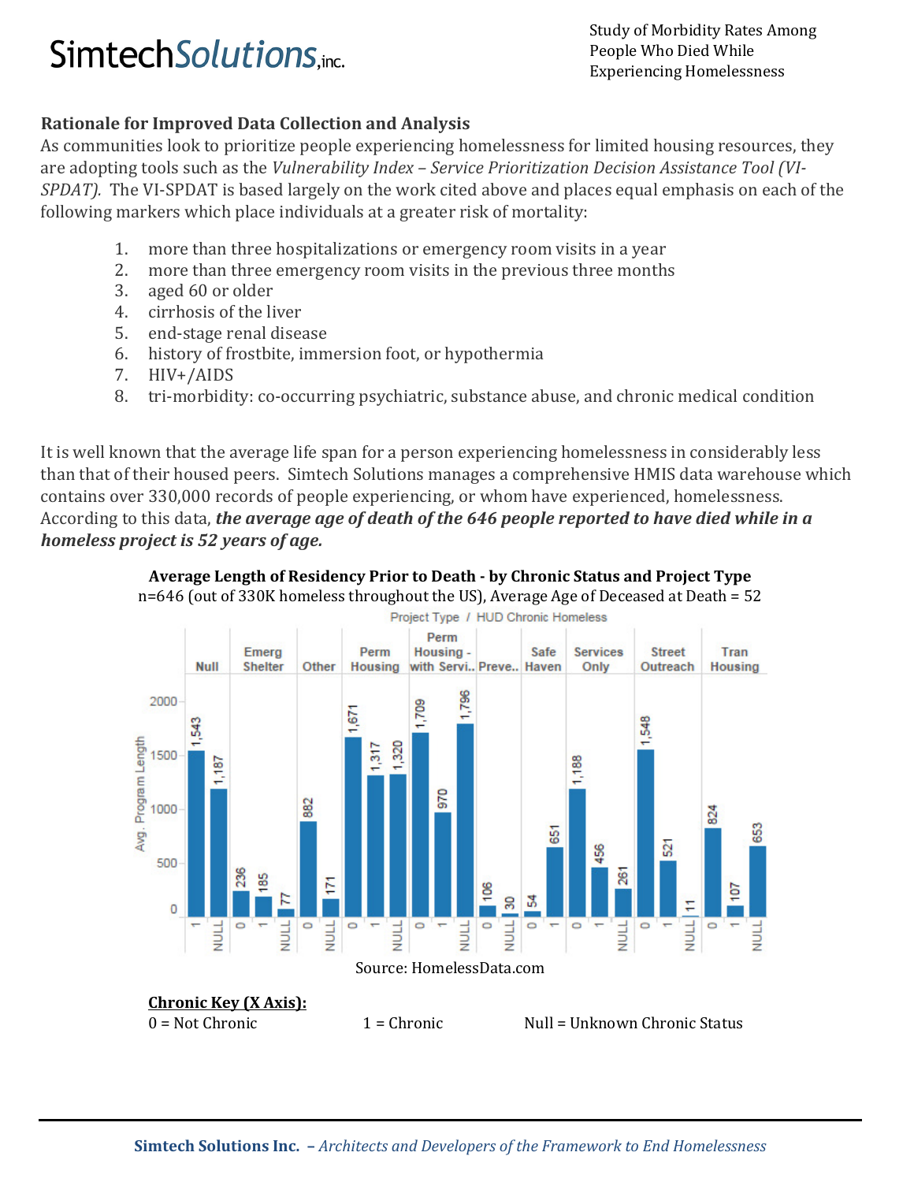Study of Morbidity Rates Among People Who Died While Experiencing Homelessness

## Rationale for Improved Data Collection and Analysis

As communities look to prioritize people experiencing homelessness for limited housing resources, they are adopting tools such as the *Vulnerability Index – Service Prioritization Decision Assistance Tool (VI-SPDAT).* The VI-SPDAT is based largely on the work cited above and places equal emphasis on each of the following markers which place individuals at a greater risk of mortality:

1. more than three hospitalizations or emergency room visits in a year
2. more than three emergency room visits in the previous three months
3. aged 60 or older
4. cirrhosis of the liver
5. end-stage renal disease
6. history of frostbite, immersion foot, or hypothermia
7. HIV+/AIDS
8. tri-morbidity: co-occurring psychiatric, substance abuse, and chronic medical condition

It is well known that the average life span for a person experiencing homelessness in considerably less than that of their housed peers. Simtech Solutions manages a comprehensive HMIS data warehouse which contains over 330,000 records of people experiencing, or whom have experienced, homelessness. According to this data, ***the average age of death of the 646 people reported to have died while in a homeless project is 52 years of age.***

**Average Length of Residency Prior to Death - by Chronic Status and Project Type**

n=646 (out of 330K homeless throughout the US), Average Age of Deceased at Death = 52

| Project Type | HUD Chronic Homeless | Avg. Program Length |
|---|---|---|
| Null | 1 | 1,543 |
| Null | NULL | 1,187 |
| Emerg Shelter | 0 | 236 |
| Emerg Shelter | 1 | 185 |
| Emerg Shelter | NULL | 77 |
| Other | 0 | 882 |
| Other | NULL | 171 |
| Perm Housing | 0 | 1,671 |
| Perm Housing | 1 | 1,317 |
| Perm Housing | NULL | 1,320 |
| Perm Housing - with Servi.. | 0 | 1,709 |
| Perm Housing - with Servi.. | 1 | 970 |
| Perm Housing - with Servi.. | NULL | 1,796 |
| Preve.. | 0 | 106 |
| Preve.. | NULL | 30 |
| Safe Haven | 0 | 54 |
| Safe Haven | 1 | 651 |
| Services Only | 0 | 1,188 |
| Services Only | 1 | 456 |
| Services Only | NULL | 261 |
| Street Outreach | 0 | 1,548 |
| Street Outreach | 1 | 521 |
| Street Outreach | NULL | 11 |
| Tran Housing | 0 | 824 |
| Tran Housing | 1 | 107 |
| Tran Housing | NULL | 653 |

Source: HomelessData.com

**<u>Chronic Key (X Axis):</u>**

0 = Not Chronic 1 = Chronic Null = Unknown Chronic Status

**Simtech Solutions Inc.** – *Architects and Developers of the Framework to End Homelessness*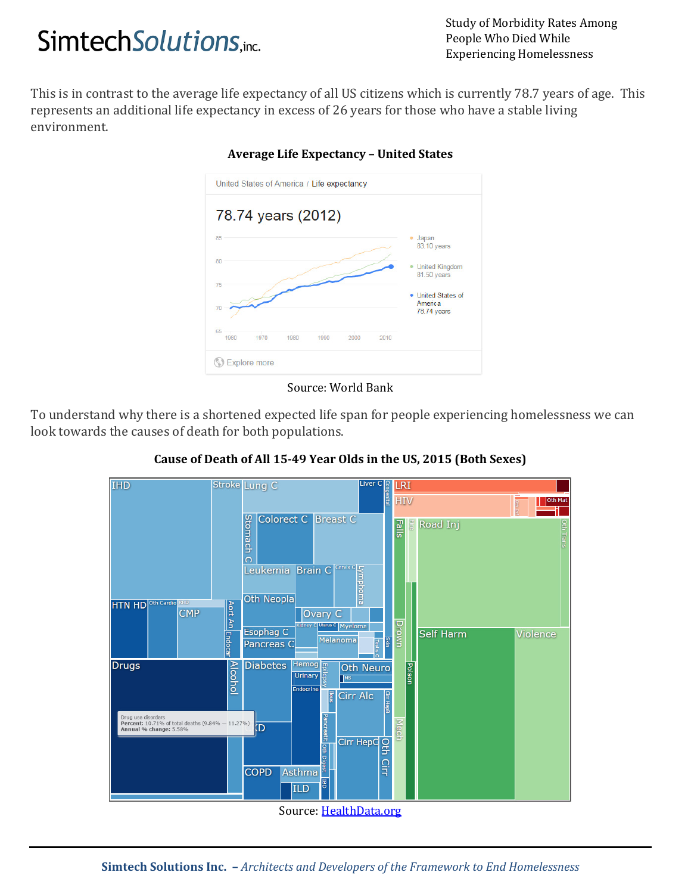This is in contrast to the average life expectancy of all US citizens which is currently 78.7 years of age. This represents an additional life expectancy in excess of 26 years for those who have a stable living environment.

**Average Life Expectancy – United States**

Source: World Bank

To understand why there is a shortened expected life span for people experiencing homelessness we can look towards the causes of death for both populations.

**Cause of Death of All 15-49 Year Olds in the US, 2015 (Both Sexes)**

Source: [HealthData.org](HealthData.org)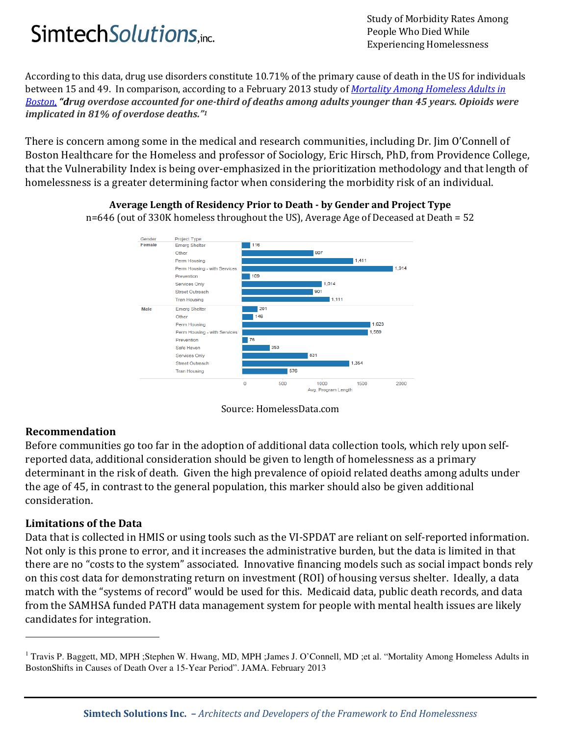According to this data, drug use disorders constitute 10.71% of the primary cause of death in the US for individuals between 15 and 49. In comparison, according to a February 2013 study of *Mortality Among Homeless Adults in Boston,* ***"drug overdose accounted for one-third of deaths among adults younger than 45 years. Opioids were implicated in 81% of overdose deaths."***[1]

There is concern among some in the medical and research communities, including Dr. Jim O'Connell of Boston Healthcare for the Homeless and professor of Sociology, Eric Hirsch, PhD, from Providence College, that the Vulnerability Index is being over-emphasized in the prioritization methodology and that length of homelessness is a greater determining factor when considering the morbidity risk of an individual.

**Average Length of Residency Prior to Death - by Gender and Project Type**

n=646 (out of 330K homeless throughout the US), Average Age of Deceased at Death = 52

Gender
Project Type

Female
Emerg Shelter 116
Other 907
Perm Housing 1,411
Perm Housing - with Services 1,914
Prevention 109
Services Only 1,014
Street Outreach 901
Tran Housing 1,111

Male
Emerg Shelter 201
Other 146
Perm Housing 1,623
Perm Housing - with Services 1,589
Prevention 76
Safe Haven 353
Services Only 831
Street Outreach 1,354
Tran Housing 576

0 500 1000 1500 2000
Avg. Program Length

Source: HomelessData.com

### Recommendation

Before communities go too far in the adoption of additional data collection tools, which rely upon self-reported data, additional consideration should be given to length of homelessness as a primary determinant in the risk of death. Given the high prevalence of opioid related deaths among adults under the age of 45, in contrast to the general population, this marker should also be given additional consideration.

### Limitations of the Data

Data that is collected in HMIS or using tools such as the VI-SPDAT are reliant on self-reported information. Not only is this prone to error, and it increases the administrative burden, but the data is limited in that there are no "costs to the system" associated. Innovative financing models such as social impact bonds rely on this cost data for demonstrating return on investment (ROI) of housing versus shelter. Ideally, a data match with the "systems of record" would be used for this. Medicaid data, public death records, and data from the SAMHSA funded PATH data management system for people with mental health issues are likely candidates for integration.

---

[1] Travis P. Baggett, MD, MPH ;Stephen W. Hwang, MD, MPH ;James J. O'Connell, MD ;et al. "Mortality Among Homeless Adults in BostonShifts in Causes of Death Over a 15-Year Period". JAMA. February 2013